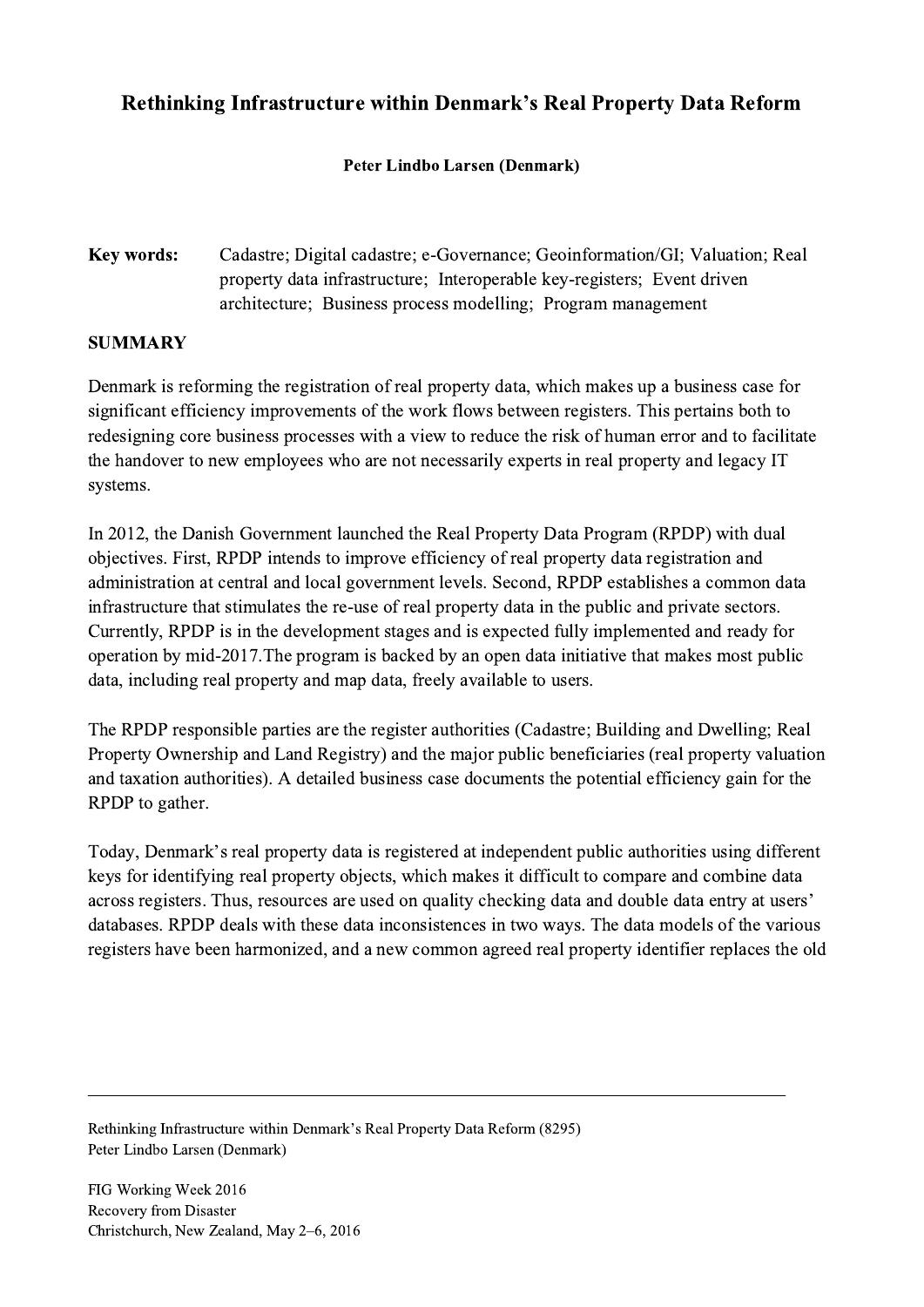# Rethinking Infrastructure within Denmark's Real Property Data Reform

**Peter Lindbo Larsen (Denmark)**

**Key words:** Cadastre; Digital cadastre; e-Governance; Geoinformation/GI; Valuation; Real property data infrastructure; Interoperable key-registers; Event driven architecture; Business process modelling; Program management

## SUMMARY

Denmark is reforming the registration of real property data, which makes up a business case for significant efficiency improvements of the work flows between registers. This pertains both to redesigning core business processes with a view to reduce the risk of human error and to facilitate the handover to new employees who are not necessarily experts in real property and legacy IT systems.

In 2012, the Danish Government launched the Real Property Data Program (RPDP) with dual objectives. First, RPDP intends to improve efficiency of real property data registration and administration at central and local government levels. Second, RPDP establishes a common data infrastructure that stimulates the re-use of real property data in the public and private sectors. Currently, RPDP is in the development stages and is expected fully implemented and ready for operation by mid-2017.The program is backed by an open data initiative that makes most public data, including real property and map data, freely available to users.

The RPDP responsible parties are the register authorities (Cadastre; Building and Dwelling; Real Property Ownership and Land Registry) and the major public beneficiaries (real property valuation and taxation authorities). A detailed business case documents the potential efficiency gain for the RPDP to gather.

Today, Denmark's real property data is registered at independent public authorities using different keys for identifying real property objects, which makes it difficult to compare and combine data across registers. Thus, resources are used on quality checking data and double data entry at users' databases. RPDP deals with these data inconsistences in two ways. The data models of the various registers have been harmonized, and a new common agreed real property identifier replaces the old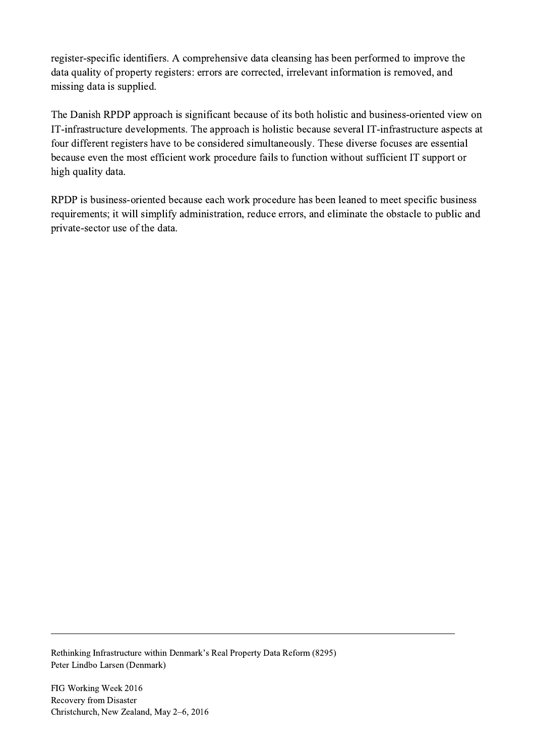register-specific identifiers. A comprehensive data cleansing has been performed to improve the data quality of property registers: errors are corrected, irrelevant information is removed, and missing data is supplied.

The Danish RPDP approach is significant because of its both holistic and business-oriented view on IT-infrastructure developments. The approach is holistic because several IT-infrastructure aspects at four different registers have to be considered simultaneously. These diverse focuses are essential because even the most efficient work procedure fails to function without sufficient IT support or high quality data.

RPDP is business-oriented because each work procedure has been leaned to meet specific business requirements; it will simplify administration, reduce errors, and eliminate the obstacle to public and private-sector use of the data.